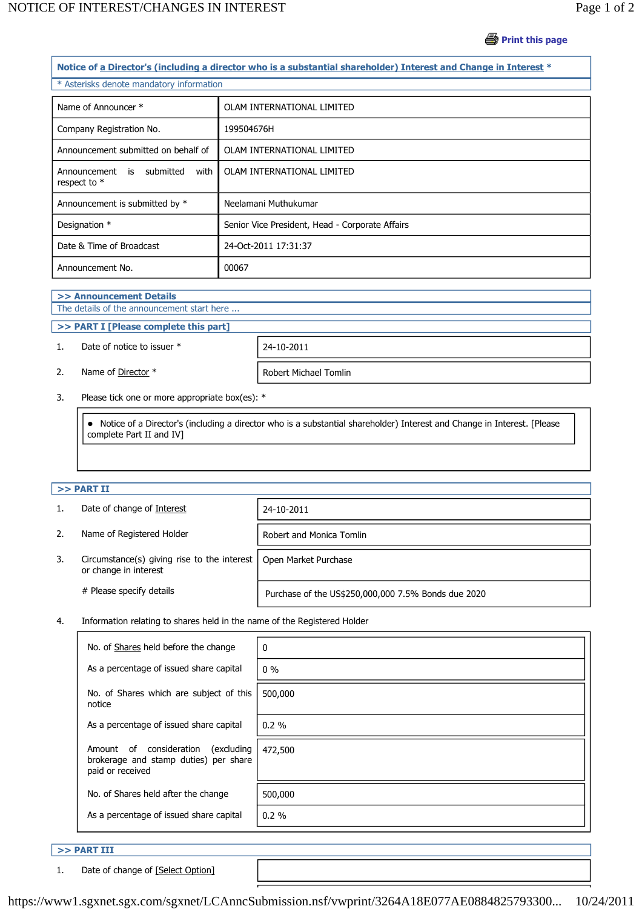Print this page

## Notice of a Director's (including a director who is a substantial shareholder) Interest and Change in Interest *

* Asterisks denote mandatory information

| | |
|---|---|
| Name of Announcer * | OLAM INTERNATIONAL LIMITED |
| Company Registration No. | 199504676H |
| Announcement submitted on behalf of | OLAM INTERNATIONAL LIMITED |
| Announcement is submitted with respect to * | OLAM INTERNATIONAL LIMITED |
| Announcement is submitted by * | Neelamani Muthukumar |
| Designation * | Senior Vice President, Head - Corporate Affairs |
| Date & Time of Broadcast | 24-Oct-2011 17:31:37 |
| Announcement No. | 00067 |

### >> Announcement Details

The details of the announcement start here ...

### >> PART I [Please complete this part]

1. Date of notice to issuer * — 24-10-2011
2. Name of Director * — Robert Michael Tomlin
3. Please tick one or more appropriate box(es): *

   - Notice of a Director's (including a director who is a substantial shareholder) Interest and Change in Interest. [Please complete Part II and IV]

### >> PART II

1. Date of change of Interest — 24-10-2011
2. Name of Registered Holder — Robert and Monica Tomlin
3. Circumstance(s) giving rise to the interest or change in interest — Open Market Purchase

   # Please specify details — Purchase of the US$250,000,000 7.5% Bonds due 2020

4. Information relating to shares held in the name of the Registered Holder

| | |
|---|---|
| No. of Shares held before the change | 0 |
| As a percentage of issued share capital | 0 % |
| No. of Shares which are subject of this notice | 500,000 |
| As a percentage of issued share capital | 0.2 % |
| Amount of consideration (excluding brokerage and stamp duties) per share paid or received | 472,500 |
| No. of Shares held after the change | 500,000 |
| As a percentage of issued share capital | 0.2 % |

### >> PART III

1. Date of change of [Select Option]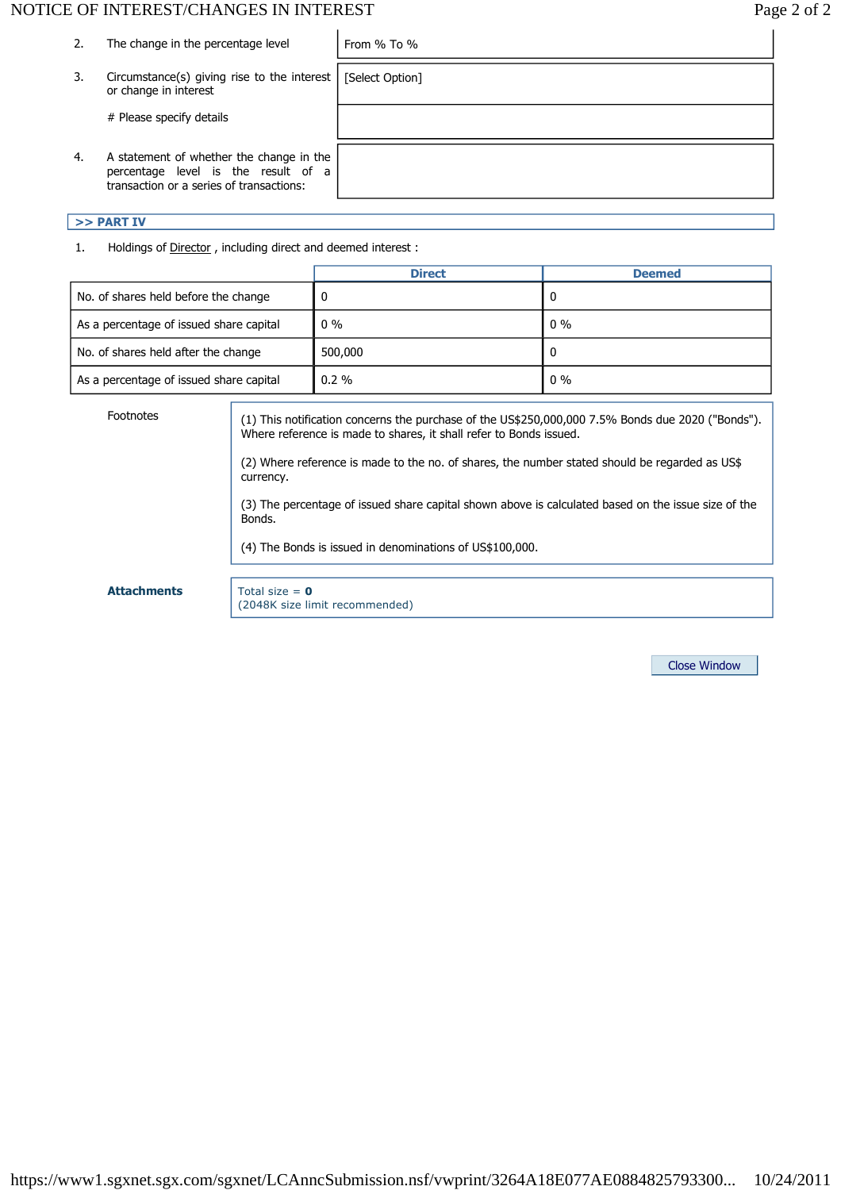2. The change in the percentage level

From % To %

3. Circumstance(s) giving rise to the interest or change in interest

[Select Option]

# Please specify details

4. A statement of whether the change in the percentage level is the result of a transaction or a series of transactions:

## >> PART IV

1. Holdings of Director , including direct and deemed interest :

| | Direct | Deemed |
|---|---|---|
| No. of shares held before the change | 0 | 0 |
| As a percentage of issued share capital | 0 % | 0 % |
| No. of shares held after the change | 500,000 | 0 |
| As a percentage of issued share capital | 0.2 % | 0 % |

Footnotes

(1) This notification concerns the purchase of the US$250,000,000 7.5% Bonds due 2020 ("Bonds"). Where reference is made to shares, it shall refer to Bonds issued.

(2) Where reference is made to the no. of shares, the number stated should be regarded as US$ currency.

(3) The percentage of issued share capital shown above is calculated based on the issue size of the Bonds.

(4) The Bonds is issued in denominations of US$100,000.

**Attachments**

Total size = **0**
(2048K size limit recommended)

Close Window